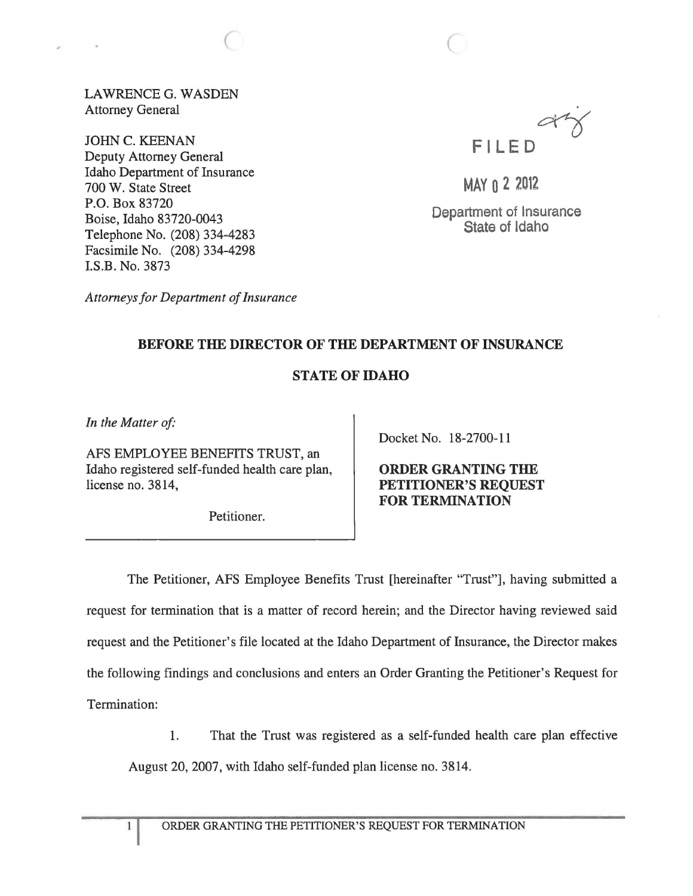LAWRENCE G. WASDEN
Attorney General

JOHN C. KEENAN
Deputy Attorney General
Idaho Department of Insurance
700 W. State Street
P.O. Box 83720
Boise, Idaho 83720-0043
Telephone No. (208) 334-4283
Facsimile No. (208) 334-4298
I.S.B. No. 3873

*Attorneys for Department of Insurance*

FILED

MAY 02 2012

Department of Insurance
State of Idaho

**BEFORE THE DIRECTOR OF THE DEPARTMENT OF INSURANCE**

**STATE OF IDAHO**

*In the Matter of:*

AFS EMPLOYEE BENEFITS TRUST, an Idaho registered self-funded health care plan, license no. 3814,

Petitioner.

Docket No. 18-2700-11

**ORDER GRANTING THE PETITIONER'S REQUEST FOR TERMINATION**

The Petitioner, AFS Employee Benefits Trust [hereinafter "Trust"], having submitted a request for termination that is a matter of record herein; and the Director having reviewed said request and the Petitioner's file located at the Idaho Department of Insurance, the Director makes the following findings and conclusions and enters an Order Granting the Petitioner's Request for Termination:

1. That the Trust was registered as a self-funded health care plan effective August 20, 2007, with Idaho self-funded plan license no. 3814.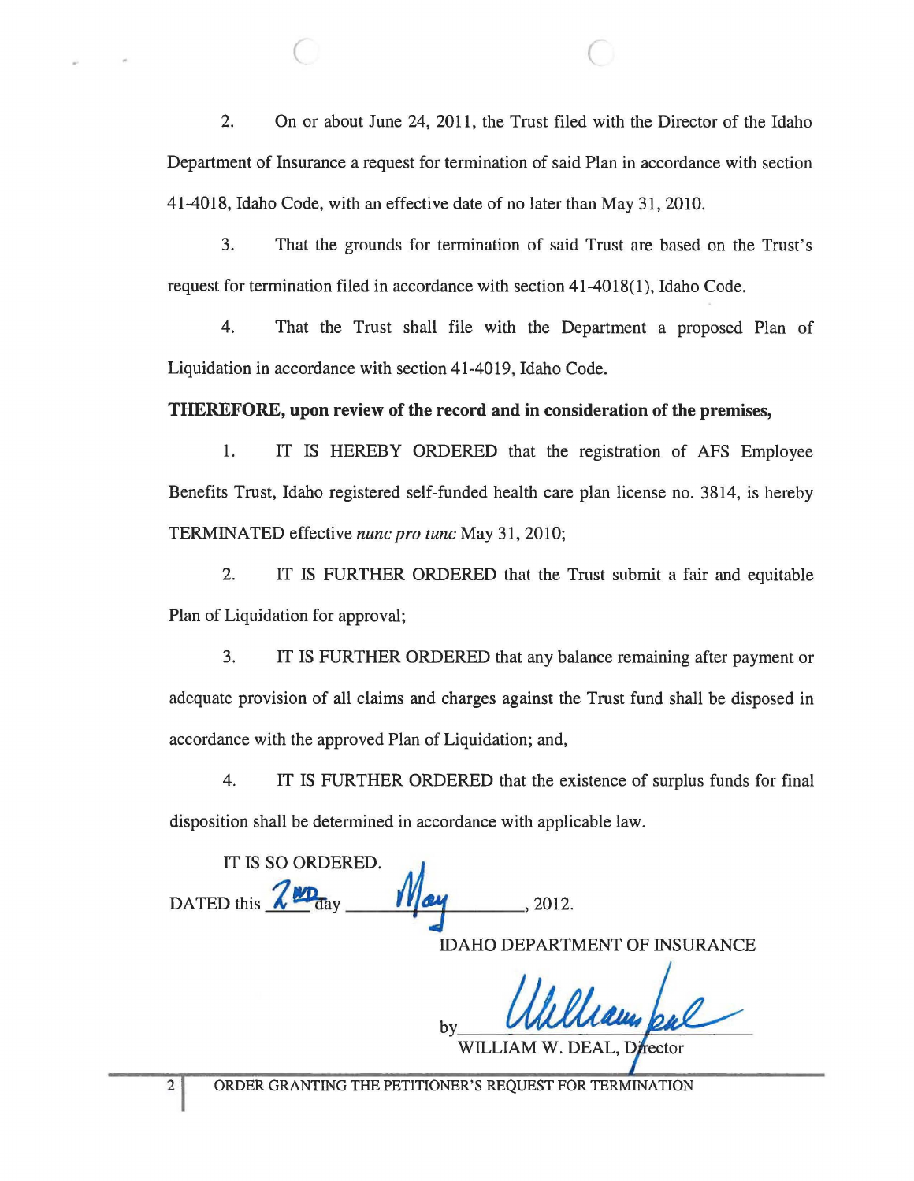2. On or about June 24, 2011, the Trust filed with the Director of the Idaho Department of Insurance a request for termination of said Plan in accordance with section 41-4018, Idaho Code, with an effective date of no later than May 31, 2010.

3. That the grounds for termination of said Trust are based on the Trust's request for termination filed in accordance with section 41-4018(1), Idaho Code.

4. That the Trust shall file with the Department a proposed Plan of Liquidation in accordance with section 41-4019, Idaho Code.

**THEREFORE, upon review of the record and in consideration of the premises,**

1. IT IS HEREBY ORDERED that the registration of AFS Employee Benefits Trust, Idaho registered self-funded health care plan license no. 3814, is hereby TERMINATED effective *nunc pro tunc* May 31, 2010;

2. IT IS FURTHER ORDERED that the Trust submit a fair and equitable Plan of Liquidation for approval;

3. IT IS FURTHER ORDERED that any balance remaining after payment or adequate provision of all claims and charges against the Trust fund shall be disposed in accordance with the approved Plan of Liquidation; and,

4. IT IS FURTHER ORDERED that the existence of surplus funds for final disposition shall be determined in accordance with applicable law.

IT IS SO ORDERED.

DATED this 2ND day May, 2012.

IDAHO DEPARTMENT OF INSURANCE

by William Deal

WILLIAM W. DEAL, Director

ORDER GRANTING THE PETITIONER'S REQUEST FOR TERMINATION